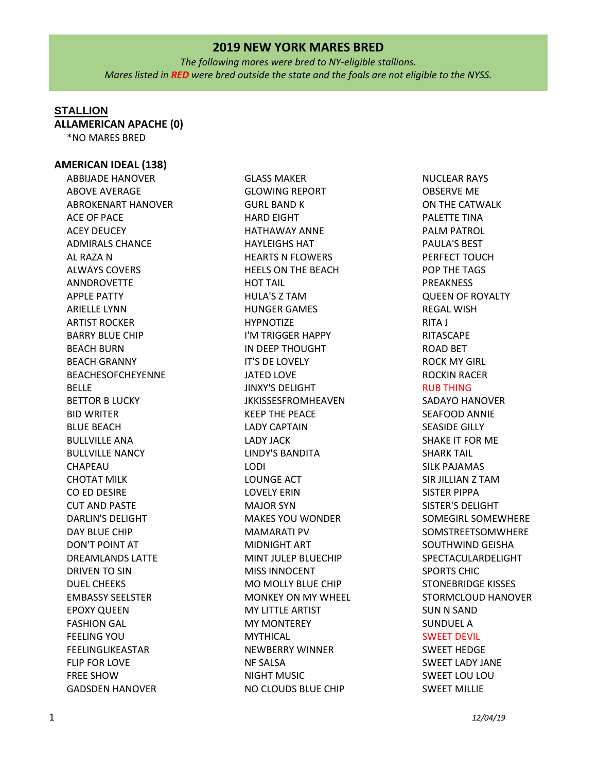# 2019 NEW YORK MARES BRED

*The following mares were bred to NY-eligible stallions.*
*Mares listed in **RED** were bred outside the state and the foals are not eligible to the NYSS.*

**STALLION**

**ALLAMERICAN APACHE (0)**

*NO MARES BRED

**AMERICAN IDEAL (138)**

ABBIJADE HANOVER
ABOVE AVERAGE
ABROKENART HANOVER
ACE OF PACE
ACEY DEUCEY
ADMIRALS CHANCE
AL RAZA N
ALWAYS COVERS
ANNDROVETTE
APPLE PATTY
ARIELLE LYNN
ARTIST ROCKER
BARRY BLUE CHIP
BEACH BURN
BEACH GRANNY
BEACHESOFCHEYENNE
BELLE
BETTOR B LUCKY
BID WRITER
BLUE BEACH
BULLVILLE ANA
BULLVILLE NANCY
CHAPEAU
CHOTAT MILK
CO ED DESIRE
CUT AND PASTE
DARLIN'S DELIGHT
DAY BLUE CHIP
DON'T POINT AT
DREAMLANDS LATTE
DRIVEN TO SIN
DUEL CHEEKS
EMBASSY SEELSTER
EPOXY QUEEN
FASHION GAL
FEELING YOU
FEELINGLIKEASTAR
FLIP FOR LOVE
FREE SHOW
GADSDEN HANOVER
GLASS MAKER
GLOWING REPORT
GURL BAND K
HARD EIGHT
HATHAWAY ANNE
HAYLEIGHS HAT
HEARTS N FLOWERS
HEELS ON THE BEACH
HOT TAIL
HULA'S Z TAM
HUNGER GAMES
HYPNOTIZE
I'M TRIGGER HAPPY
IN DEEP THOUGHT
IT'S DE LOVELY
JATED LOVE
JINXY'S DELIGHT
JKKISSESFROMHEAVEN
KEEP THE PEACE
LADY CAPTAIN
LADY JACK
LINDY'S BANDITA
LODI
LOUNGE ACT
LOVELY ERIN
MAJOR SYN
MAKES YOU WONDER
MAMARATI PV
MIDNIGHT ART
MINT JULEP BLUECHIP
MISS INNOCENT
MO MOLLY BLUE CHIP
MONKEY ON MY WHEEL
MY LITTLE ARTIST
MY MONTEREY
MYTHICAL
NEWBERRY WINNER
NF SALSA
NIGHT MUSIC
NO CLOUDS BLUE CHIP
NUCLEAR RAYS
OBSERVE ME
ON THE CATWALK
PALETTE TINA
PALM PATROL
PAULA'S BEST
PERFECT TOUCH
POP THE TAGS
PREAKNESS
QUEEN OF ROYALTY
REGAL WISH
RITA J
RITASCAPE
ROAD BET
ROCK MY GIRL
ROCKIN RACER
RUB THING
SADAYO HANOVER
SEAFOOD ANNIE
SEASIDE GILLY
SHAKE IT FOR ME
SHARK TAIL
SILK PAJAMAS
SIR JILLIAN Z TAM
SISTER PIPPA
SISTER'S DELIGHT
SOMEGIRL SOMEWHERE
SOMSTREETSOMWHERE
SOUTHWIND GEISHA
SPECTACULARDELIGHT
SPORTS CHIC
STONEBRIDGE KISSES
STORMCLOUD HANOVER
SUN N SAND
SUNDUEL A
SWEET DEVIL
SWEET HEDGE
SWEET LADY JANE
SWEET LOU LOU
SWEET MILLIE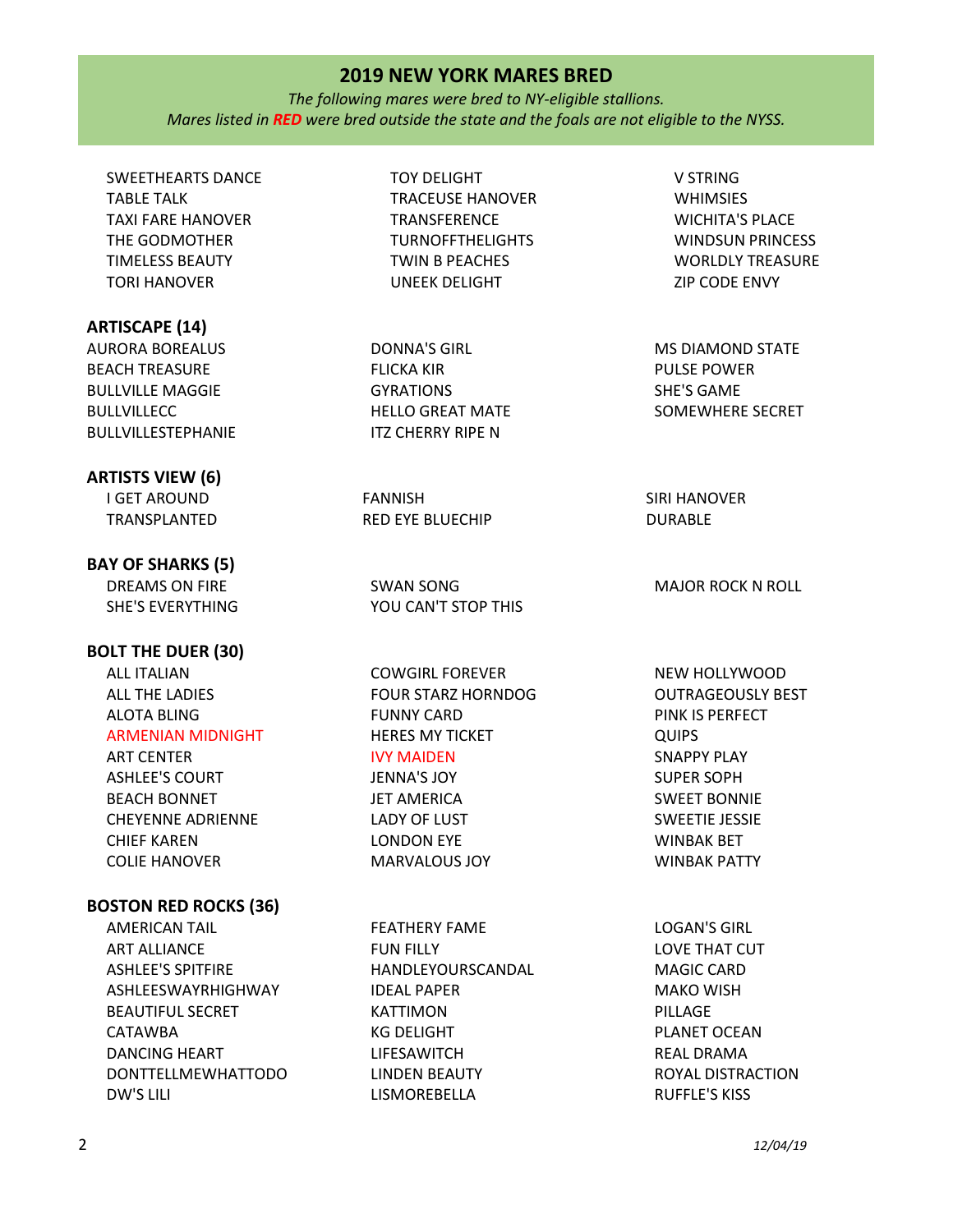## 2019 NEW YORK MARES BRED

*The following mares were bred to NY-eligible stallions.*
*Mares listed in **RED** were bred outside the state and the foals are not eligible to the NYSS.*

SWEETHEARTS DANCE
TABLE TALK
TAXI FARE HANOVER
THE GODMOTHER
TIMELESS BEAUTY
TORI HANOVER
TOY DELIGHT
TRACEUSE HANOVER
TRANSFERENCE
TURNOFFTHELIGHTS
TWIN B PEACHES
UNEEK DELIGHT
V STRING
WHIMSIES
WICHITA'S PLACE
WINDSUN PRINCESS
WORLDLY TREASURE
ZIP CODE ENVY

### ARTISCAPE (14)

AURORA BOREALUS
BEACH TREASURE
BULLVILLE MAGGIE
BULLVILLECC
BULLVILLESTEPHANIE
DONNA'S GIRL
FLICKA KIR
GYRATIONS
HELLO GREAT MATE
ITZ CHERRY RIPE N
MS DIAMOND STATE
PULSE POWER
SHE'S GAME
SOMEWHERE SECRET

### ARTISTS VIEW (6)

I GET AROUND
TRANSPLANTED
FANNISH
RED EYE BLUECHIP
SIRI HANOVER
DURABLE

### BAY OF SHARKS (5)

DREAMS ON FIRE
SHE'S EVERYTHING
SWAN SONG
YOU CAN'T STOP THIS
MAJOR ROCK N ROLL

### BOLT THE DUER (30)

ALL ITALIAN
ALL THE LADIES
ALOTA BLING
ARMENIAN MIDNIGHT (RED)
ART CENTER
ASHLEE'S COURT
BEACH BONNET
CHEYENNE ADRIENNE
CHIEF KAREN
COLIE HANOVER
COWGIRL FOREVER
FOUR STARZ HORNDOG
FUNNY CARD
HERES MY TICKET
IVY MAIDEN (RED)
JENNA'S JOY
JET AMERICA
LADY OF LUST
LONDON EYE
MARVALOUS JOY
NEW HOLLYWOOD
OUTRAGEOUSLY BEST
PINK IS PERFECT
QUIPS
SNAPPY PLAY
SUPER SOPH
SWEET BONNIE
SWEETIE JESSIE
WINBAK BET
WINBAK PATTY

### BOSTON RED ROCKS (36)

AMERICAN TAIL
ART ALLIANCE
ASHLEE'S SPITFIRE
ASHLEESWAYRHIGHWAY
BEAUTIFUL SECRET
CATAWBA
DANCING HEART
DONTTELLMEWHATTODO
DW'S LILI
FEATHERY FAME
FUN FILLY
HANDLEYOURSCANDAL
IDEAL PAPER
KATTIMON
KG DELIGHT
LIFESAWITCH
LINDEN BEAUTY
LISMOREBELLA
LOGAN'S GIRL
LOVE THAT CUT
MAGIC CARD
MAKO WISH
PILLAGE
PLANET OCEAN
REAL DRAMA
ROYAL DISTRACTION
RUFFLE'S KISS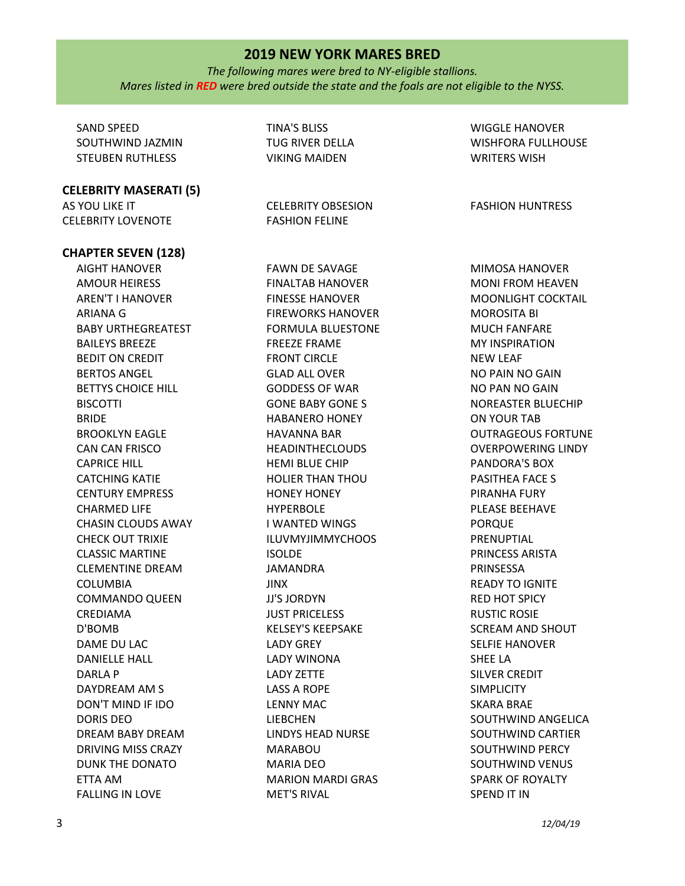# 2019 NEW YORK MARES BRED

*The following mares were bred to NY-eligible stallions.*
*Mares listed in **RED** were bred outside the state and the foals are not eligible to the NYSS.*

SAND SPEED
SOUTHWIND JAZMIN
STEUBEN RUTHLESS
TINA'S BLISS
TUG RIVER DELLA
VIKING MAIDEN
WIGGLE HANOVER
WISHFORA FULLHOUSE
WRITERS WISH

**CELEBRITY MASERATI (5)**

AS YOU LIKE IT
CELEBRITY LOVENOTE
CELEBRITY OBSESION
FASHION FELINE
FASHION HUNTRESS

**CHAPTER SEVEN (128)**

AIGHT HANOVER
AMOUR HEIRESS
AREN'T I HANOVER
ARIANA G
BABY URTHEGREATEST
BAILEYS BREEZE
BEDIT ON CREDIT
BERTOS ANGEL
BETTYS CHOICE HILL
BISCOTTI
BRIDE
BROOKLYN EAGLE
CAN CAN FRISCO
CAPRICE HILL
CATCHING KATIE
CENTURY EMPRESS
CHARMED LIFE
CHASIN CLOUDS AWAY
CHECK OUT TRIXIE
CLASSIC MARTINE
CLEMENTINE DREAM
COLUMBIA
COMMANDO QUEEN
CREDIAMA
D'BOMB
DAME DU LAC
DANIELLE HALL
DARLA P
DAYDREAM AM S
DON'T MIND IF IDO
DORIS DEO
DREAM BABY DREAM
DRIVING MISS CRAZY
DUNK THE DONATO
ETTA AM
FALLING IN LOVE
FAWN DE SAVAGE
FINALTAB HANOVER
FINESSE HANOVER
FIREWORKS HANOVER
FORMULA BLUESTONE
FREEZE FRAME
FRONT CIRCLE
GLAD ALL OVER
GODDESS OF WAR
GONE BABY GONE S
HABANERO HONEY
HAVANNA BAR
HEADINTHECLOUDS
HEMI BLUE CHIP
HOLIER THAN THOU
HONEY HONEY
HYPERBOLE
I WANTED WINGS
ILUVMYJIMMYCHOOS
ISOLDE
JAMANDRA
JINX
JJ'S JORDYN
JUST PRICELESS
KELSEY'S KEEPSAKE
LADY GREY
LADY WINONA
LADY ZETTE
LASS A ROPE
LENNY MAC
LIEBCHEN
LINDYS HEAD NURSE
MARABOU
MARIA DEO
MARION MARDI GRAS
MET'S RIVAL
MIMOSA HANOVER
MONI FROM HEAVEN
MOONLIGHT COCKTAIL
MOROSITA BI
MUCH FANFARE
MY INSPIRATION
NEW LEAF
NO PAIN NO GAIN
NO PAN NO GAIN
NOREASTER BLUECHIP
ON YOUR TAB
OUTRAGEOUS FORTUNE
OVERPOWERING LINDY
PANDORA'S BOX
PASITHEA FACE S
PIRANHA FURY
PLEASE BEEHAVE
PORQUE
PRENUPTIAL
PRINCESS ARISTA
PRINSESSA
READY TO IGNITE
RED HOT SPICY
RUSTIC ROSIE
SCREAM AND SHOUT
SELFIE HANOVER
SHEE LA
SILVER CREDIT
SIMPLICITY
SKARA BRAE
SOUTHWIND ANGELICA
SOUTHWIND CARTIER
SOUTHWIND PERCY
SOUTHWIND VENUS
SPARK OF ROYALTY
SPEND IT IN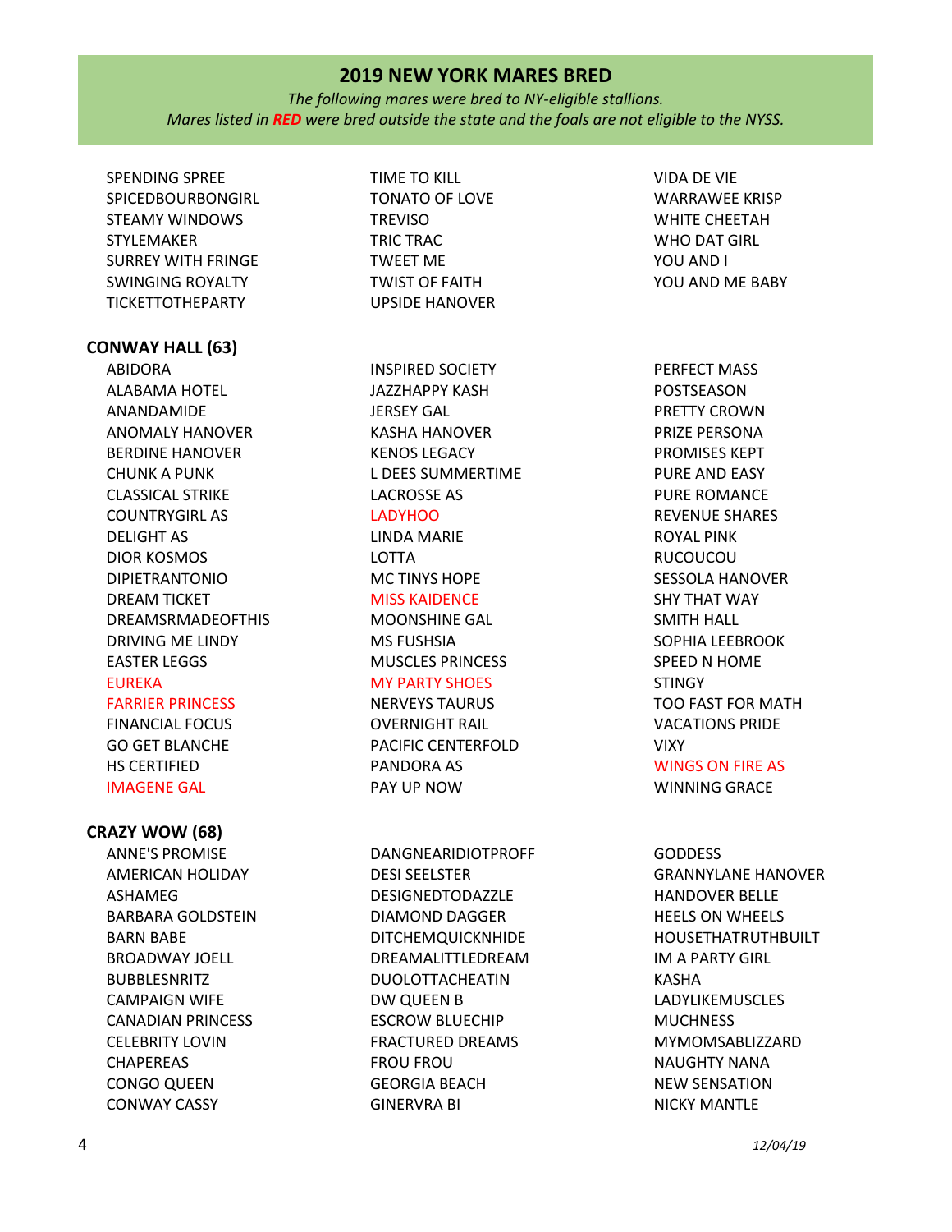## 2019 NEW YORK MARES BRED

*The following mares were bred to NY-eligible stallions.*
*Mares listed in **RED** were bred outside the state and the foals are not eligible to the NYSS.*

SPENDING SPREE
SPICEDBOURBONGIRL
STEAMY WINDOWS
STYLEMAKER
SURREY WITH FRINGE
SWINGING ROYALTY
TICKETTOTHEPARTY
TIME TO KILL
TONATO OF LOVE
TREVISO
TRIC TRAC
TWEET ME
TWIST OF FAITH
UPSIDE HANOVER
VIDA DE VIE
WARRAWEE KRISP
WHITE CHEETAH
WHO DAT GIRL
YOU AND I
YOU AND ME BABY

### CONWAY HALL (63)

ABIDORA
ALABAMA HOTEL
ANANDAMIDE
ANOMALY HANOVER
BERDINE HANOVER
CHUNK A PUNK
CLASSICAL STRIKE
COUNTRYGIRL AS
DELIGHT AS
DIOR KOSMOS
DIPIETRANTONIO
DREAM TICKET
DREAMSRMADEOFTHIS
DRIVING ME LINDY
EASTER LEGGS
EUREKA
FARRIER PRINCESS
FINANCIAL FOCUS
GO GET BLANCHE
HS CERTIFIED
IMAGENE GAL
INSPIRED SOCIETY
JAZZHAPPY KASH
JERSEY GAL
KASHA HANOVER
KENOS LEGACY
L DEES SUMMERTIME
LACROSSE AS
LADYHOO
LINDA MARIE
LOTTA
MC TINYS HOPE
MISS KAIDENCE
MOONSHINE GAL
MS FUSHSIA
MUSCLES PRINCESS
MY PARTY SHOES
NERVEYS TAURUS
OVERNIGHT RAIL
PACIFIC CENTERFOLD
PANDORA AS
PAY UP NOW
PERFECT MASS
POSTSEASON
PRETTY CROWN
PRIZE PERSONA
PROMISES KEPT
PURE AND EASY
PURE ROMANCE
REVENUE SHARES
ROYAL PINK
RUCOUCOU
SESSOLA HANOVER
SHY THAT WAY
SMITH HALL
SOPHIA LEEBROOK
SPEED N HOME
STINGY
TOO FAST FOR MATH
VACATIONS PRIDE
VIXY
WINGS ON FIRE AS
WINNING GRACE

### CRAZY WOW (68)

ANNE'S PROMISE
AMERICAN HOLIDAY
ASHAMEG
BARBARA GOLDSTEIN
BARN BABE
BROADWAY JOELL
BUBBLESNRITZ
CAMPAIGN WIFE
CANADIAN PRINCESS
CELEBRITY LOVIN
CHAPEREAS
CONGO QUEEN
CONWAY CASSY
DANGNEARIDIOTPROFF
DESI SEELSTER
DESIGNEDTODAZZLE
DIAMOND DAGGER
DITCHEMQUICKNHIDE
DREAMALITTLEDREAM
DUOLOTTACHEATIN
DW QUEEN B
ESCROW BLUECHIP
FRACTURED DREAMS
FROU FROU
GEORGIA BEACH
GINERVRA BI
GODDESS
GRANNYLANE HANOVER
HANDOVER BELLE
HEELS ON WHEELS
HOUSETHATRUTHBUILT
IM A PARTY GIRL
KASHA
LADYLIKEMUSCLES
MUCHNESS
MYMOMSABLIZZARD
NAUGHTY NANA
NEW SENSATION
NICKY MANTLE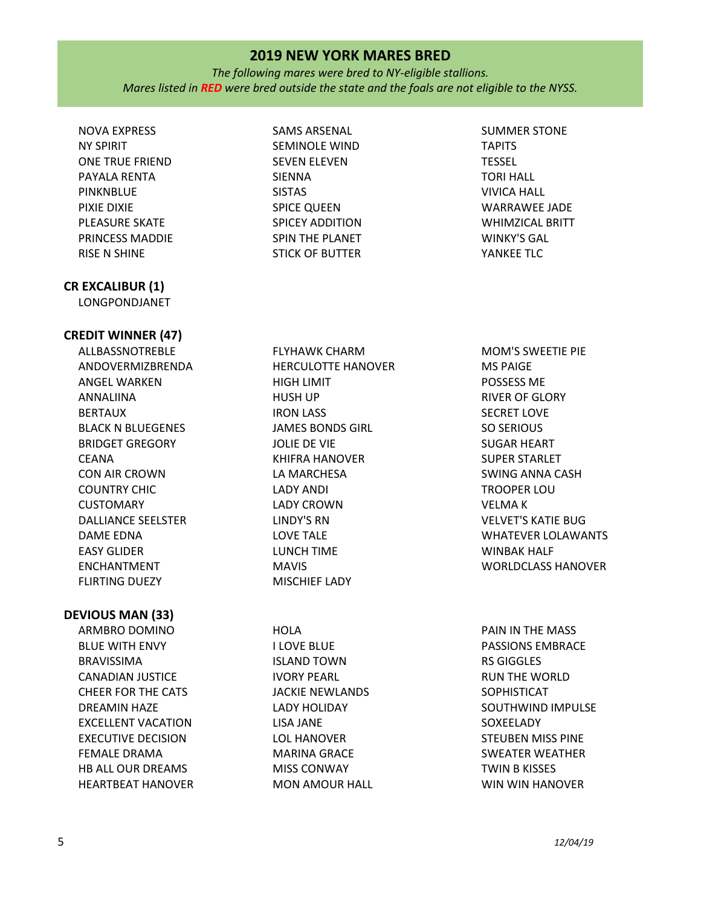## 2019 NEW YORK MARES BRED

*The following mares were bred to NY-eligible stallions.*
*Mares listed in **RED** were bred outside the state and the foals are not eligible to the NYSS.*

- NOVA EXPRESS
- NY SPIRIT
- ONE TRUE FRIEND
- PAYALA RENTA
- PINKNBLUE
- PIXIE DIXIE
- PLEASURE SKATE
- PRINCESS MADDIE
- RISE N SHINE
- SAMS ARSENAL
- SEMINOLE WIND
- SEVEN ELEVEN
- SIENNA
- SISTAS
- SPICE QUEEN
- SPICEY ADDITION
- SPIN THE PLANET
- STICK OF BUTTER
- SUMMER STONE
- TAPITS
- TESSEL
- TORI HALL
- VIVICA HALL
- WARRAWEE JADE
- WHIMZICAL BRITT
- WINKY'S GAL
- YANKEE TLC

### CR EXCALIBUR (1)

- LONGPONDJANET

### CREDIT WINNER (47)

- ALLBASSNOTREBLE
- ANDOVERMIZBRENDA
- ANGEL WARKEN
- ANNALIINA
- BERTAUX
- BLACK N BLUEGENES
- BRIDGET GREGORY
- CEANA
- CON AIR CROWN
- COUNTRY CHIC
- CUSTOMARY
- DALLIANCE SEELSTER
- DAME EDNA
- EASY GLIDER
- ENCHANTMENT
- FLIRTING DUEZY
- FLYHAWK CHARM
- HERCULOTTE HANOVER
- HIGH LIMIT
- HUSH UP
- IRON LASS
- JAMES BONDS GIRL
- JOLIE DE VIE
- KHIFRA HANOVER
- LA MARCHESA
- LADY ANDI
- LADY CROWN
- LINDY'S RN
- LOVE TALE
- LUNCH TIME
- MAVIS
- MISCHIEF LADY
- MOM'S SWEETIE PIE
- MS PAIGE
- POSSESS ME
- RIVER OF GLORY
- SECRET LOVE
- SO SERIOUS
- SUGAR HEART
- SUPER STARLET
- SWING ANNA CASH
- TROOPER LOU
- VELMA K
- VELVET'S KATIE BUG
- WHATEVER LOLAWANTS
- WINBAK HALF
- WORLDCLASS HANOVER

### DEVIOUS MAN (33)

- ARMBRO DOMINO
- BLUE WITH ENVY
- BRAVISSIMA
- CANADIAN JUSTICE
- CHEER FOR THE CATS
- DREAMIN HAZE
- EXCELLENT VACATION
- EXECUTIVE DECISION
- FEMALE DRAMA
- HB ALL OUR DREAMS
- HEARTBEAT HANOVER
- HOLA
- I LOVE BLUE
- ISLAND TOWN
- IVORY PEARL
- JACKIE NEWLANDS
- LADY HOLIDAY
- LISA JANE
- LOL HANOVER
- MARINA GRACE
- MISS CONWAY
- MON AMOUR HALL
- PAIN IN THE MASS
- PASSIONS EMBRACE
- RS GIGGLES
- RUN THE WORLD
- SOPHISTICAT
- SOUTHWIND IMPULSE
- SOXEELADY
- STEUBEN MISS PINE
- SWEATER WEATHER
- TWIN B KISSES
- WIN WIN HANOVER

*12/04/19*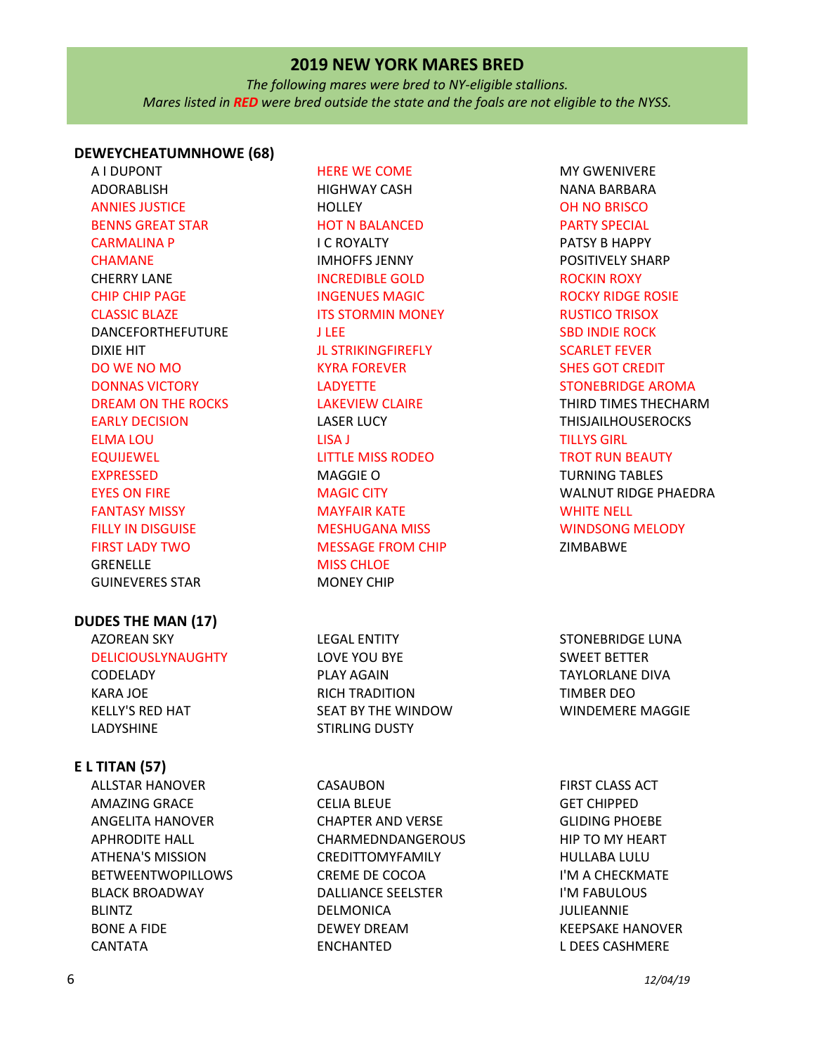## 2019 NEW YORK MARES BRED

*The following mares were bred to NY-eligible stallions.*
*Mares listed in **RED** were bred outside the state and the foals are not eligible to the NYSS.*

### DEWEYCHEATUMNHOWE (68)

A I DUPONT
ADORABLISH
ANNIES JUSTICE
BENNS GREAT STAR
CARMALINA P
CHAMANE
CHERRY LANE
CHIP CHIP PAGE
CLASSIC BLAZE
DANCEFORTHEFUTURE
DIXIE HIT
DO WE NO MO
DONNAS VICTORY
DREAM ON THE ROCKS
EARLY DECISION
ELMA LOU
EQUIJEWEL
EXPRESSED
EYES ON FIRE
FANTASY MISSY
FILLY IN DISGUISE
FIRST LADY TWO
GRENELLE
GUINEVERES STAR
HERE WE COME
HIGHWAY CASH
HOLLEY
HOT N BALANCED
I C ROYALTY
IMHOFFS JENNY
INCREDIBLE GOLD
INGENUES MAGIC
ITS STORMIN MONEY
J LEE
JL STRIKINGFIREFLY
KYRA FOREVER
LADYETTE
LAKEVIEW CLAIRE
LASER LUCY
LISA J
LITTLE MISS RODEO
MAGGIE O
MAGIC CITY
MAYFAIR KATE
MESHUGANA MISS
MESSAGE FROM CHIP
MISS CHLOE
MONEY CHIP
MY GWENIVERE
NANA BARBARA
OH NO BRISCO
PARTY SPECIAL
PATSY B HAPPY
POSITIVELY SHARP
ROCKIN ROXY
ROCKY RIDGE ROSIE
RUSTICO TRISOX
SBD INDIE ROCK
SCARLET FEVER
SHES GOT CREDIT
STONEBRIDGE AROMA
THIRD TIMES THECHARM
THISJAILHOUSEROCKS
TILLYS GIRL
TROT RUN BEAUTY
TURNING TABLES
WALNUT RIDGE PHAEDRA
WHITE NELL
WINDSONG MELODY
ZIMBABWE

### DUDES THE MAN (17)

AZOREAN SKY
DELICIOUSLYNAUGHTY
CODELADY
KARA JOE
KELLY'S RED HAT
LADYSHINE
LEGAL ENTITY
LOVE YOU BYE
PLAY AGAIN
RICH TRADITION
SEAT BY THE WINDOW
STIRLING DUSTY
STONEBRIDGE LUNA
SWEET BETTER
TAYLORLANE DIVA
TIMBER DEO
WINDEMERE MAGGIE

### E L TITAN (57)

ALLSTAR HANOVER
AMAZING GRACE
ANGELITA HANOVER
APHRODITE HALL
ATHENA'S MISSION
BETWEENTWOPILLOWS
BLACK BROADWAY
BLINTZ
BONE A FIDE
CANTATA
CASAUBON
CELIA BLEUE
CHAPTER AND VERSE
CHARMEDNDANGEROUS
CREDITTOMYFAMILY
CREME DE COCOA
DALLIANCE SEELSTER
DELMONICA
DEWEY DREAM
ENCHANTED
FIRST CLASS ACT
GET CHIPPED
GLIDING PHOEBE
HIP TO MY HEART
HULLABA LULU
I'M A CHECKMATE
I'M FABULOUS
JULIEANNIE
KEEPSAKE HANOVER
L DEES CASHMERE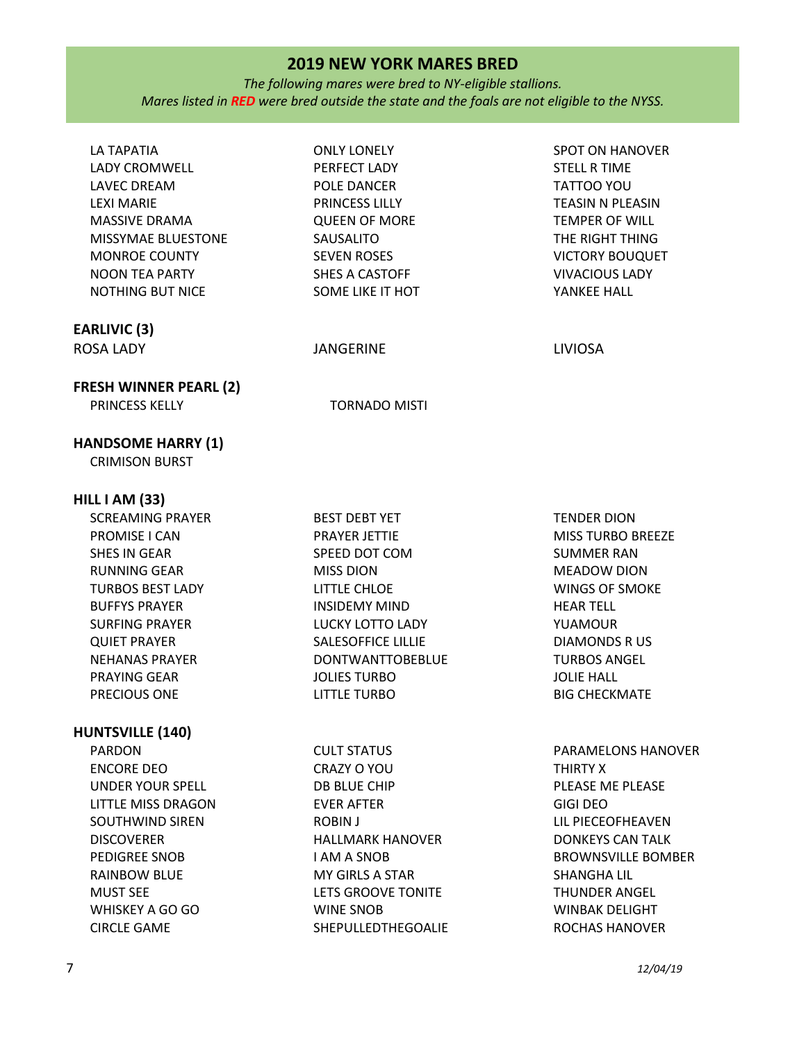## 2019 NEW YORK MARES BRED

*The following mares were bred to NY-eligible stallions.*
*Mares listed in* ***RED*** *were bred outside the state and the foals are not eligible to the NYSS.*

LA TAPATIA
LADY CROMWELL
LAVEC DREAM
LEXI MARIE
MASSIVE DRAMA
MISSYMAE BLUESTONE
MONROE COUNTY
NOON TEA PARTY
NOTHING BUT NICE
ONLY LONELY
PERFECT LADY
POLE DANCER
PRINCESS LILLY
QUEEN OF MORE
SAUSALITO
SEVEN ROSES
SHES A CASTOFF
SOME LIKE IT HOT
SPOT ON HANOVER
STELL R TIME
TATTOO YOU
TEASIN N PLEASIN
TEMPER OF WILL
THE RIGHT THING
VICTORY BOUQUET
VIVACIOUS LADY
YANKEE HALL

**EARLIVIC (3)**

ROSA LADY
JANGERINE
LIVIOSA

**FRESH WINNER PEARL (2)**

PRINCESS KELLY
TORNADO MISTI

**HANDSOME HARRY (1)**

CRIMISON BURST

**HILL I AM (33)**

SCREAMING PRAYER
PROMISE I CAN
SHES IN GEAR
RUNNING GEAR
TURBOS BEST LADY
BUFFYS PRAYER
SURFING PRAYER
QUIET PRAYER
NEHANAS PRAYER
PRAYING GEAR
PRECIOUS ONE
BEST DEBT YET
PRAYER JETTIE
SPEED DOT COM
MISS DION
LITTLE CHLOE
INSIDEMY MIND
LUCKY LOTTO LADY
SALESOFFICE LILLIE
DONTWANTTOBEBLUE
JOLIES TURBO
LITTLE TURBO
TENDER DION
MISS TURBO BREEZE
SUMMER RAN
MEADOW DION
WINGS OF SMOKE
HEAR TELL
YUAMOUR
DIAMONDS R US
TURBOS ANGEL
JOLIE HALL
BIG CHECKMATE

**HUNTSVILLE (140)**

PARDON
ENCORE DEO
UNDER YOUR SPELL
LITTLE MISS DRAGON
SOUTHWIND SIREN
DISCOVERER
PEDIGREE SNOB
RAINBOW BLUE
MUST SEE
WHISKEY A GO GO
CIRCLE GAME
CULT STATUS
CRAZY O YOU
DB BLUE CHIP
EVER AFTER
ROBIN J
HALLMARK HANOVER
I AM A SNOB
MY GIRLS A STAR
LETS GROOVE TONITE
WINE SNOB
SHEPULLEDTHEGOALIE
PARAMELONS HANOVER
THIRTY X
PLEASE ME PLEASE
GIGI DEO
LIL PIECEOFHEAVEN
DONKEYS CAN TALK
BROWNSVILLE BOMBER
SHANGHA LIL
THUNDER ANGEL
WINBAK DELIGHT
ROCHAS HANOVER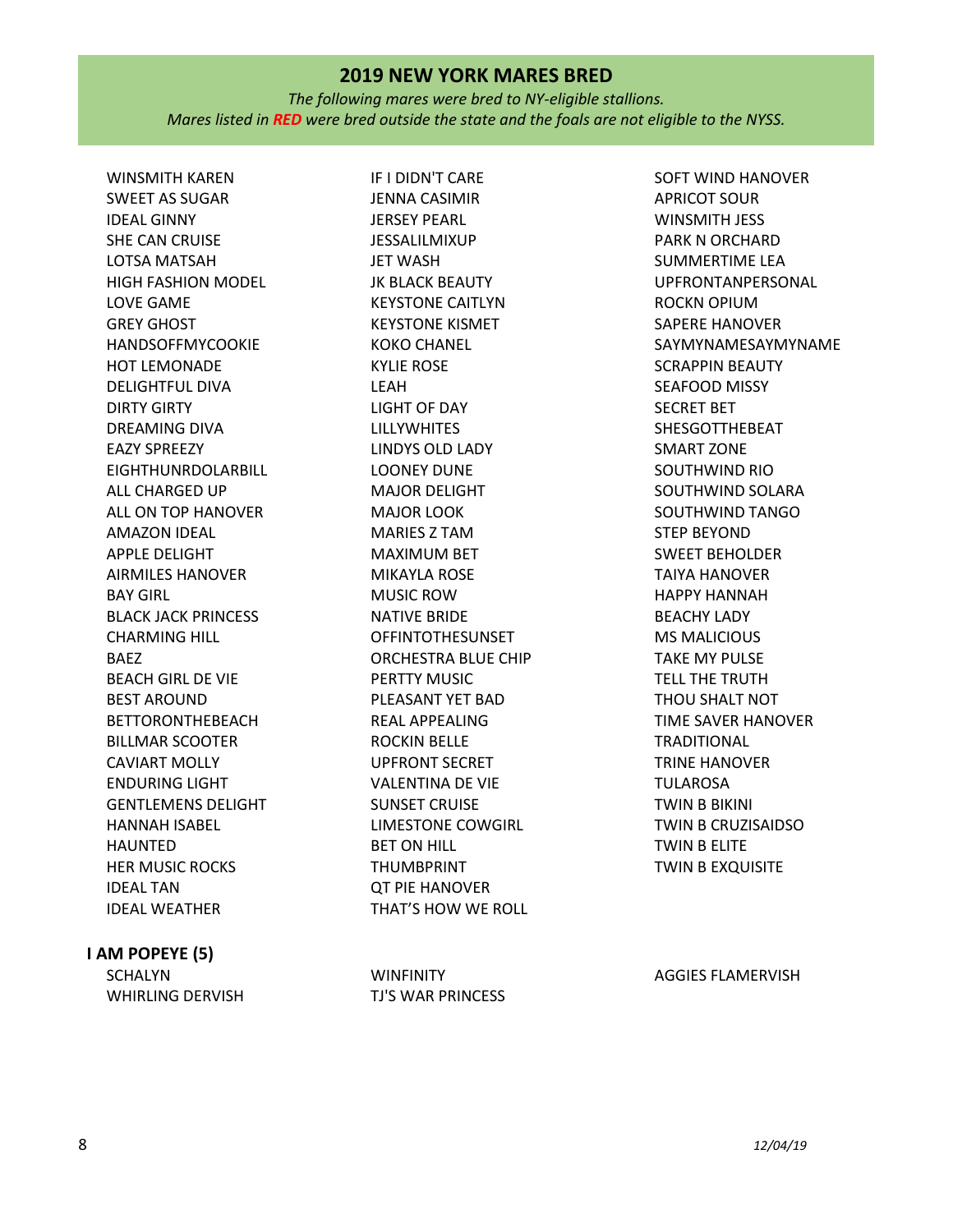## 2019 NEW YORK MARES BRED

*The following mares were bred to NY-eligible stallions.*
*Mares listed in* ***RED*** *were bred outside the state and the foals are not eligible to the NYSS.*

WINSMITH KAREN
SWEET AS SUGAR
IDEAL GINNY
SHE CAN CRUISE
LOTSA MATSAH
HIGH FASHION MODEL
LOVE GAME
GREY GHOST
HANDSOFFMYCOOKIE
HOT LEMONADE
DELIGHTFUL DIVA
DIRTY GIRTY
DREAMING DIVA
EAZY SPREEZY
EIGHTHUNRDOLARBILL
ALL CHARGED UP
ALL ON TOP HANOVER
AMAZON IDEAL
APPLE DELIGHT
AIRMILES HANOVER
BAY GIRL
BLACK JACK PRINCESS
CHARMING HILL
BAEZ
BEACH GIRL DE VIE
BEST AROUND
BETTORONTHEBEACH
BILLMAR SCOOTER
CAVIART MOLLY
ENDURING LIGHT
GENTLEMENS DELIGHT
HANNAH ISABEL
HAUNTED
HER MUSIC ROCKS
IDEAL TAN
IDEAL WEATHER
IF I DIDN'T CARE
JENNA CASIMIR
JERSEY PEARL
JESSALILMIXUP
JET WASH
JK BLACK BEAUTY
KEYSTONE CAITLYN
KEYSTONE KISMET
KOKO CHANEL
KYLIE ROSE
LEAH
LIGHT OF DAY
LILLYWHITES
LINDYS OLD LADY
LOONEY DUNE
MAJOR DELIGHT
MAJOR LOOK
MARIES Z TAM
MAXIMUM BET
MIKAYLA ROSE
MUSIC ROW
NATIVE BRIDE
OFFINTOTHESUNSET
ORCHESTRA BLUE CHIP
PERTTY MUSIC
PLEASANT YET BAD
REAL APPEALING
ROCKIN BELLE
UPFRONT SECRET
VALENTINA DE VIE
SUNSET CRUISE
LIMESTONE COWGIRL
BET ON HILL
THUMBPRINT
QT PIE HANOVER
THAT'S HOW WE ROLL
SOFT WIND HANOVER
APRICOT SOUR
WINSMITH JESS
PARK N ORCHARD
SUMMERTIME LEA
UPFRONTANPERSONAL
ROCKN OPIUM
SAPERE HANOVER
SAYMYNAMESAYMYNAME
SCRAPPIN BEAUTY
SEAFOOD MISSY
SECRET BET
SHESGOTTHEBEAT
SMART ZONE
SOUTHWIND RIO
SOUTHWIND SOLARA
SOUTHWIND TANGO
STEP BEYOND
SWEET BEHOLDER
TAIYA HANOVER
HAPPY HANNAH
BEACHY LADY
MS MALICIOUS
TAKE MY PULSE
TELL THE TRUTH
THOU SHALT NOT
TIME SAVER HANOVER
TRADITIONAL
TRINE HANOVER
TULAROSA
TWIN B BIKINI
TWIN B CRUZISAIDSO
TWIN B ELITE
TWIN B EXQUISITE

### I AM POPEYE (5)

SCHALYN
WHIRLING DERVISH
WINFINITY
TJ'S WAR PRINCESS
AGGIES FLAMERVISH

*12/04/19*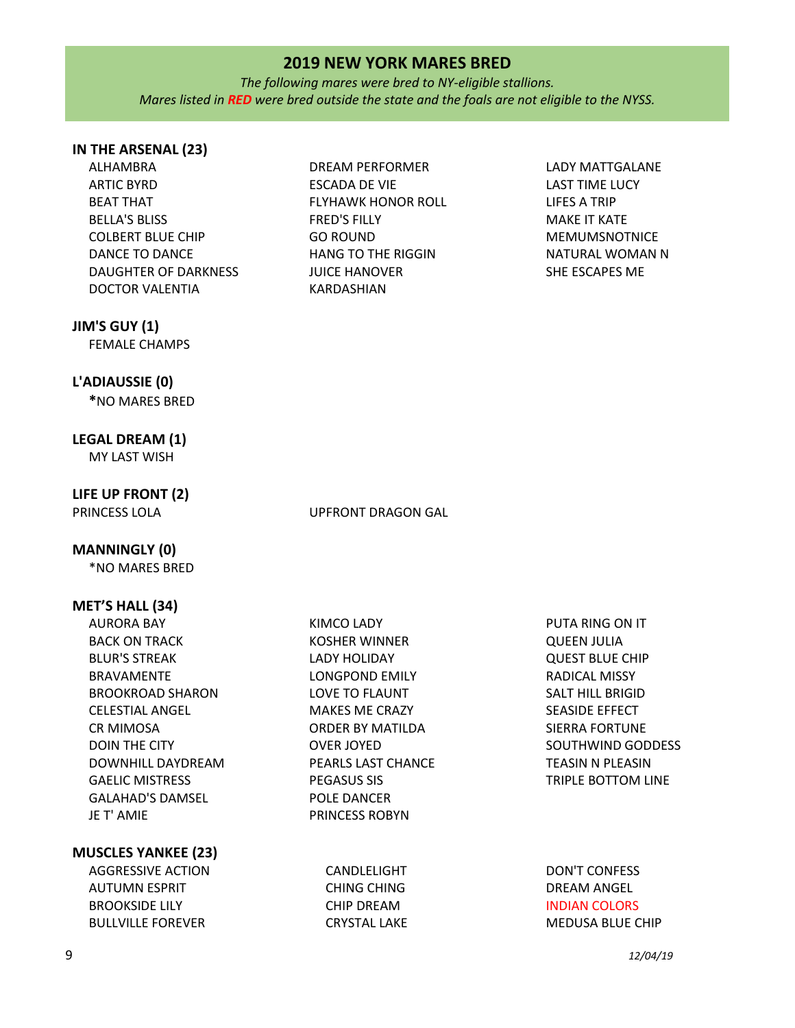## 2019 NEW YORK MARES BRED

*The following mares were bred to NY-eligible stallions.*
*Mares listed in **RED** were bred outside the state and the foals are not eligible to the NYSS.*

### IN THE ARSENAL (23)

ALHAMBRA
ARTIC BYRD
BEAT THAT
BELLA'S BLISS
COLBERT BLUE CHIP
DANCE TO DANCE
DAUGHTER OF DARKNESS
DOCTOR VALENTIA
DREAM PERFORMER
ESCADA DE VIE
FLYHAWK HONOR ROLL
FRED'S FILLY
GO ROUND
HANG TO THE RIGGIN
JUICE HANOVER
KARDASHIAN
LADY MATTGALANE
LAST TIME LUCY
LIFES A TRIP
MAKE IT KATE
MEMUMSNOTNICE
NATURAL WOMAN N
SHE ESCAPES ME

### JIM'S GUY (1)

FEMALE CHAMPS

### L'ADIAUSSIE (0)

*NO MARES BRED

### LEGAL DREAM (1)

MY LAST WISH

### LIFE UP FRONT (2)

PRINCESS LOLA
UPFRONT DRAGON GAL

### MANNINGLY (0)

*NO MARES BRED

### MET'S HALL (34)

AURORA BAY
BACK ON TRACK
BLUR'S STREAK
BRAVAMENTE
BROOKROAD SHARON
CELESTIAL ANGEL
CR MIMOSA
DOIN THE CITY
DOWNHILL DAYDREAM
GAELIC MISTRESS
GALAHAD'S DAMSEL
JE T' AMIE
KIMCO LADY
KOSHER WINNER
LADY HOLIDAY
LONGPOND EMILY
LOVE TO FLAUNT
MAKES ME CRAZY
ORDER BY MATILDA
OVER JOYED
PEARLS LAST CHANCE
PEGASUS SIS
POLE DANCER
PRINCESS ROBYN
PUTA RING ON IT
QUEEN JULIA
QUEST BLUE CHIP
RADICAL MISSY
SALT HILL BRIGID
SEASIDE EFFECT
SIERRA FORTUNE
SOUTHWIND GODDESS
TEASIN N PLEASIN
TRIPLE BOTTOM LINE

### MUSCLES YANKEE (23)

AGGRESSIVE ACTION
AUTUMN ESPRIT
BROOKSIDE LILY
BULLVILLE FOREVER
CANDLELIGHT
CHING CHING
CHIP DREAM
CRYSTAL LAKE
DON'T CONFESS
DREAM ANGEL
INDIAN COLORS (red)
MEDUSA BLUE CHIP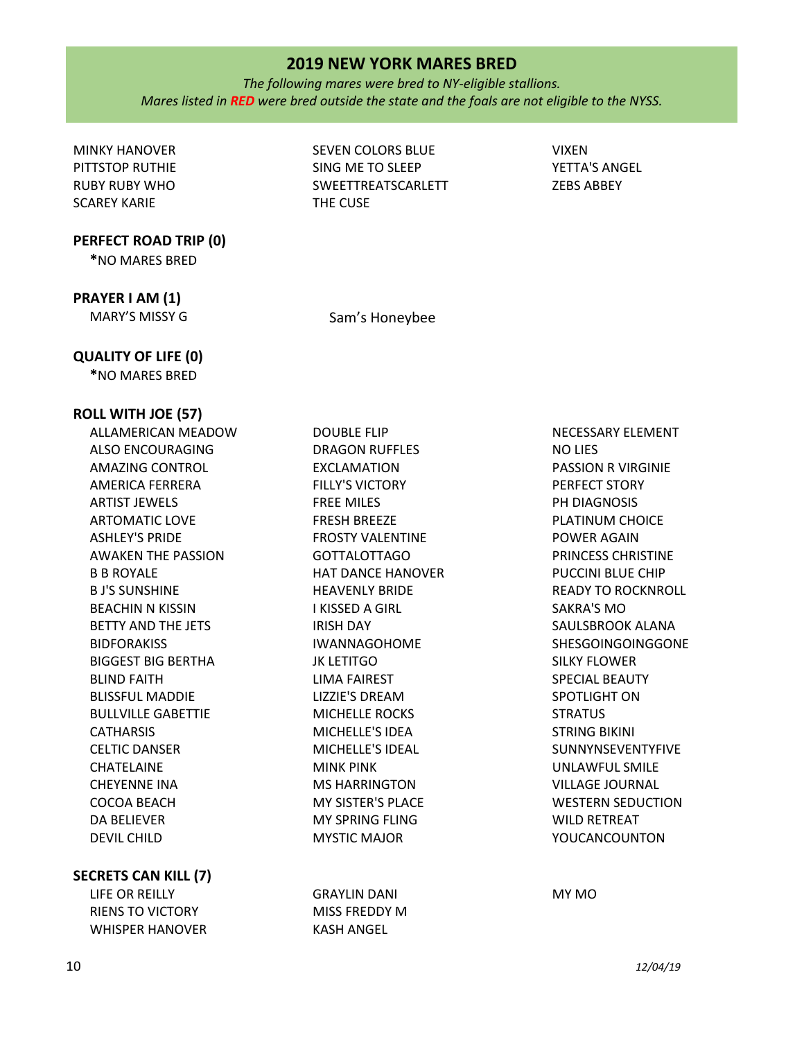## 2019 NEW YORK MARES BRED

*The following mares were bred to NY-eligible stallions.*
*Mares listed in **RED** were bred outside the state and the foals are not eligible to the NYSS.*

MINKY HANOVER
PITTSTOP RUTHIE
RUBY RUBY WHO
SCAREY KARIE
SEVEN COLORS BLUE
SING ME TO SLEEP
SWEETTREATSCARLETT
THE CUSE
VIXEN
YETTA'S ANGEL
ZEBS ABBEY

**PERFECT ROAD TRIP (0)**

*NO MARES BRED

**PRAYER I AM (1)**

MARY'S MISSY G
Sam's Honeybee

**QUALITY OF LIFE (0)**

*NO MARES BRED

**ROLL WITH JOE (57)**

ALLAMERICAN MEADOW
ALSO ENCOURAGING
AMAZING CONTROL
AMERICA FERRERA
ARTIST JEWELS
ARTOMATIC LOVE
ASHLEY'S PRIDE
AWAKEN THE PASSION
B B ROYALE
B J'S SUNSHINE
BEACHIN N KISSIN
BETTY AND THE JETS
BIDFORAKISS
BIGGEST BIG BERTHA
BLIND FAITH
BLISSFUL MADDIE
BULLVILLE GABETTIE
CATHARSIS
CELTIC DANSER
CHATELAINE
CHEYENNE INA
COCOA BEACH
DA BELIEVER
DEVIL CHILD
DOUBLE FLIP
DRAGON RUFFLES
EXCLAMATION
FILLY'S VICTORY
FREE MILES
FRESH BREEZE
FROSTY VALENTINE
GOTTALOTTAGO
HAT DANCE HANOVER
HEAVENLY BRIDE
I KISSED A GIRL
IRISH DAY
IWANNAGOHOME
JK LETITGO
LIMA FAIREST
LIZZIE'S DREAM
MICHELLE ROCKS
MICHELLE'S IDEA
MICHELLE'S IDEAL
MINK PINK
MS HARRINGTON
MY SISTER'S PLACE
MY SPRING FLING
MYSTIC MAJOR
NECESSARY ELEMENT
NO LIES
PASSION R VIRGINIE
PERFECT STORY
PH DIAGNOSIS
PLATINUM CHOICE
POWER AGAIN
PRINCESS CHRISTINE
PUCCINI BLUE CHIP
READY TO ROCKNROLL
SAKRA'S MO
SAULSBROOK ALANA
SHESGOINGOINGGONE
SILKY FLOWER
SPECIAL BEAUTY
SPOTLIGHT ON
STRATUS
STRING BIKINI
SUNNYNSEVENTYFIVE
UNLAWFUL SMILE
VILLAGE JOURNAL
WESTERN SEDUCTION
WILD RETREAT
YOUCANCOUNTON

**SECRETS CAN KILL (7)**

LIFE OR REILLY
RIENS TO VICTORY
WHISPER HANOVER
GRAYLIN DANI
MISS FREDDY M
KASH ANGEL
MY MO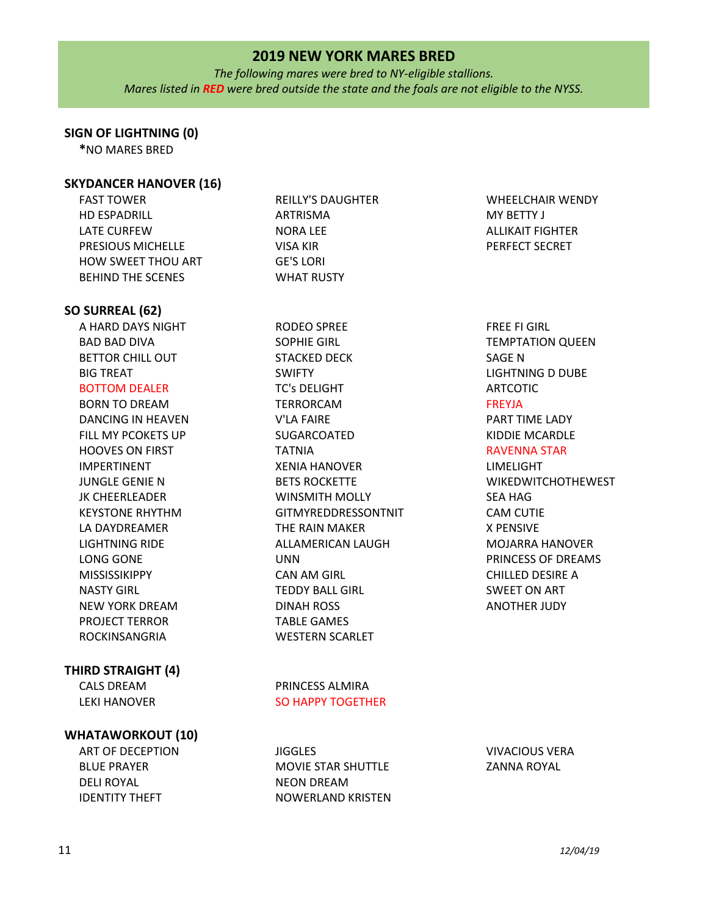## 2019 NEW YORK MARES BRED

*The following mares were bred to NY-eligible stallions.*
*Mares listed in **RED** were bred outside the state and the foals are not eligible to the NYSS.*

### SIGN OF LIGHTNING (0)

*NO MARES BRED

### SKYDANCER HANOVER (16)

FAST TOWER
HD ESPADRILL
LATE CURFEW
PRESIOUS MICHELLE
HOW SWEET THOU ART
BEHIND THE SCENES
REILLY'S DAUGHTER
ARTRISMA
NORA LEE
VISA KIR
GE'S LORI
WHAT RUSTY
WHEELCHAIR WENDY
MY BETTY J
ALLIKAIT FIGHTER
PERFECT SECRET

### SO SURREAL (62)

A HARD DAYS NIGHT
BAD BAD DIVA
BETTOR CHILL OUT
BIG TREAT
BOTTOM DEALER
BORN TO DREAM
DANCING IN HEAVEN
FILL MY PCOKETS UP
HOOVES ON FIRST
IMPERTINENT
JUNGLE GENIE N
JK CHEERLEADER
KEYSTONE RHYTHM
LA DAYDREAMER
LIGHTNING RIDE
LONG GONE
MISSISSIKIPPY
NASTY GIRL
NEW YORK DREAM
PROJECT TERROR
ROCKINSANGRIA
RODEO SPREE
SOPHIE GIRL
STACKED DECK
SWIFTY
TC's DELIGHT
TERRORCAM
V'LA FAIRE
SUGARCOATED
TATNIA
XENIA HANOVER
BETS ROCKETTE
WINSMITH MOLLY
GITMYREDDRESSONTNIT
THE RAIN MAKER
ALLAMERICAN LAUGH
UNN
CAN AM GIRL
TEDDY BALL GIRL
DINAH ROSS
TABLE GAMES
WESTERN SCARLET
FREE FI GIRL
TEMPTATION QUEEN
SAGE N
LIGHTNING D DUBE
ARTCOTIC
FREYJA
PART TIME LADY
KIDDIE MCARDLE
RAVENNA STAR
LIMELIGHT
WIKEDWITCHOTHEWEST
SEA HAG
CAM CUTIE
X PENSIVE
MOJARRA HANOVER
PRINCESS OF DREAMS
CHILLED DESIRE A
SWEET ON ART
ANOTHER JUDY

### THIRD STRAIGHT (4)

CALS DREAM
LEKI HANOVER
PRINCESS ALMIRA
SO HAPPY TOGETHER

### WHATAWORKOUT (10)

ART OF DECEPTION
BLUE PRAYER
DELI ROYAL
IDENTITY THEFT
JIGGLES
MOVIE STAR SHUTTLE
NEON DREAM
NOWERLAND KRISTEN
VIVACIOUS VERA
ZANNA ROYAL

*12/04/19*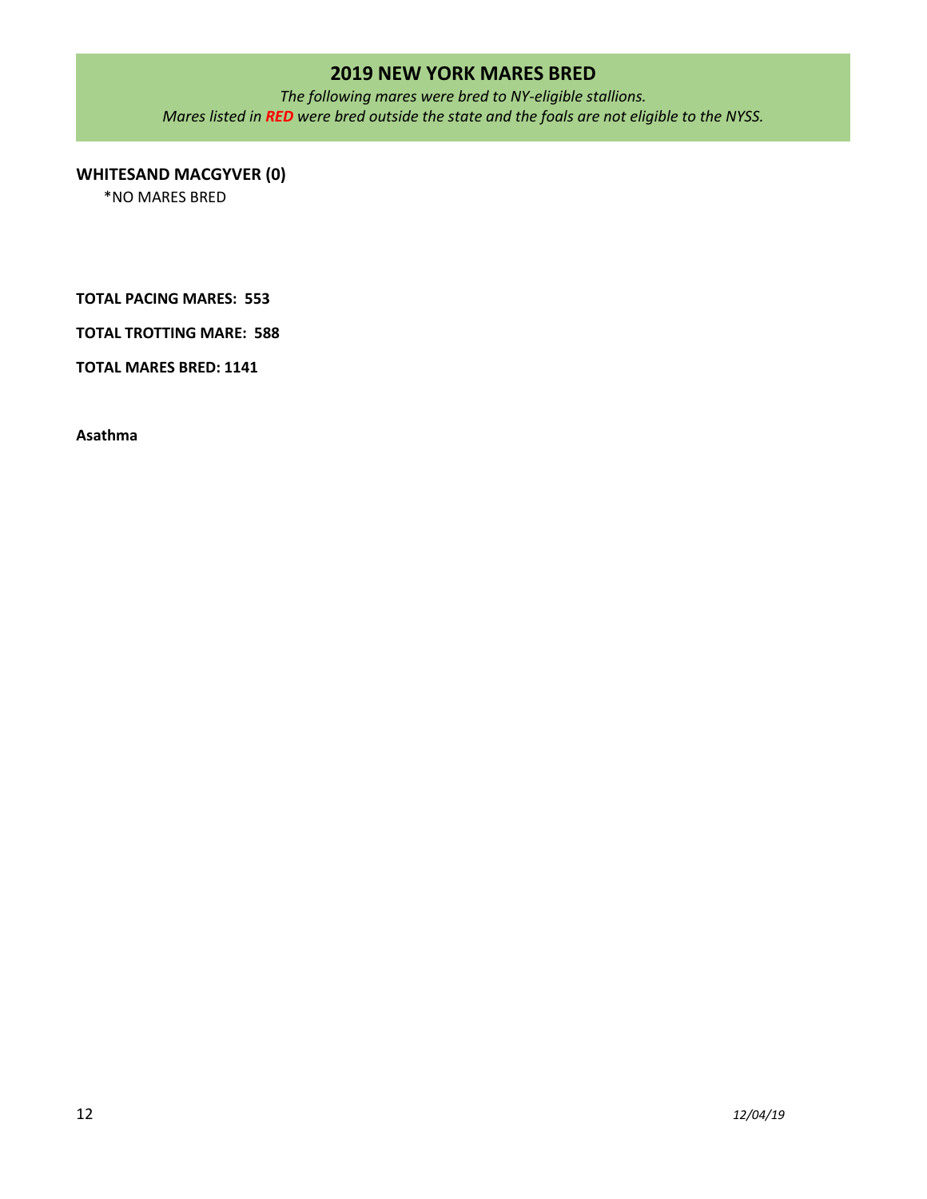## 2019 NEW YORK MARES BRED

*The following mares were bred to NY-eligible stallions.*
*Mares listed in* ***RED*** *were bred outside the state and the foals are not eligible to the NYSS.*

### WHITESAND MACGYVER (0)

*NO MARES BRED

**TOTAL PACING MARES: 553**

**TOTAL TROTTING MARE: 588**

**TOTAL MARES BRED: 1141**

**Asathma**

*12/04/19*